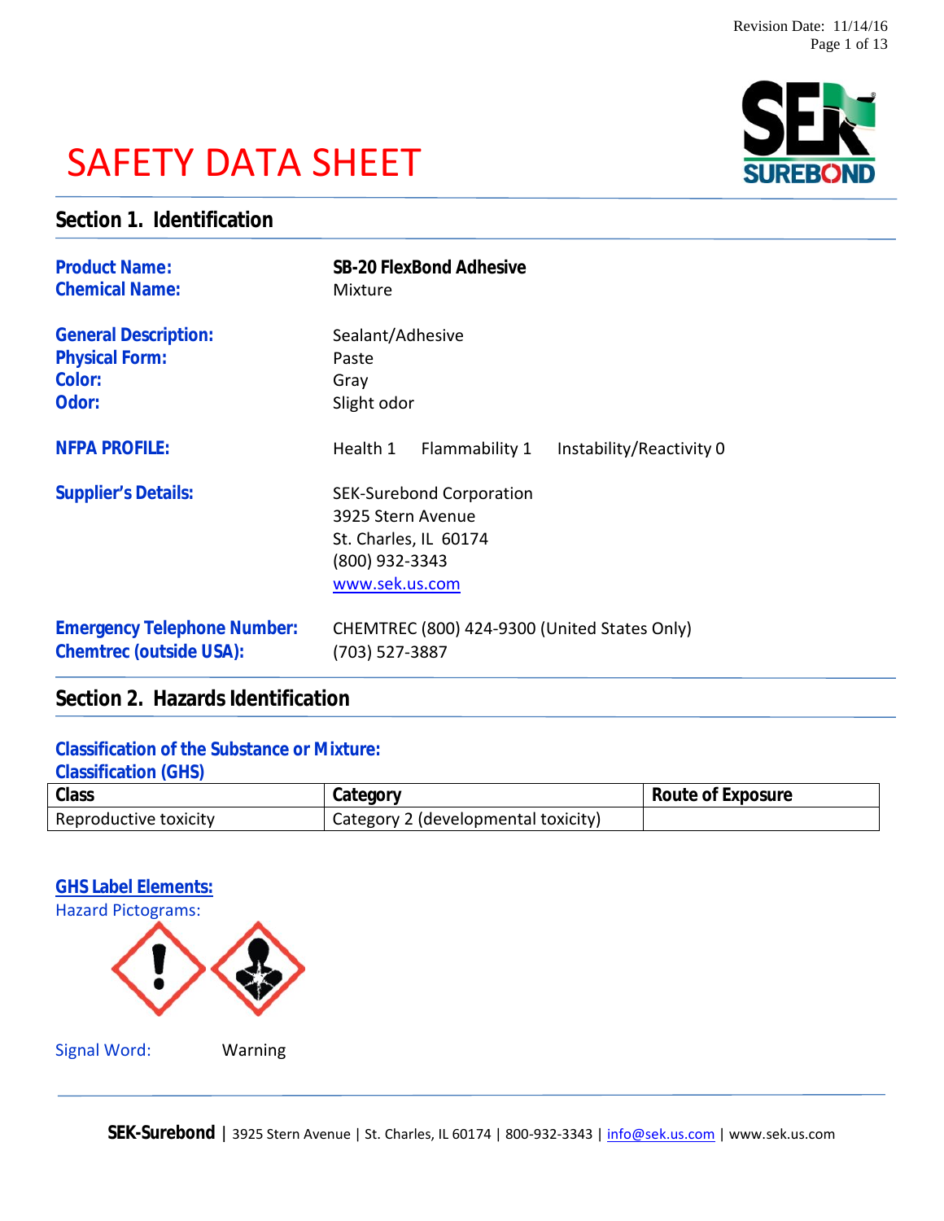Revision Date: 11/14/16

# SAFETY DATA SHEET

## Section 1. Identification

**Product Name:** **SB-20 FlexBond Adhesive**
**Chemical Name:** Mixture

**General Description:** Sealant/Adhesive
**Physical Form:** Paste
**Color:** Gray
**Odor:** Slight odor

**NFPA PROFILE:** Health 1 Flammability 1 Instability/Reactivity 0

**Supplier's Details:**
SEK-Surebond Corporation
3925 Stern Avenue
St. Charles, IL 60174
(800) 932-3343
www.sek.us.com

**Emergency Telephone Number:** CHEMTREC (800) 424-9300 (United States Only)
**Chemtrec (outside USA):** (703) 527-3887

## Section 2. Hazards Identification

### Classification of the Substance or Mixture:

**Classification (GHS)**

| Class | Category | Route of Exposure |
|---|---|---|
| Reproductive toxicity | Category 2 (developmental toxicity) | |

### GHS Label Elements:

Hazard Pictograms:

Signal Word: Warning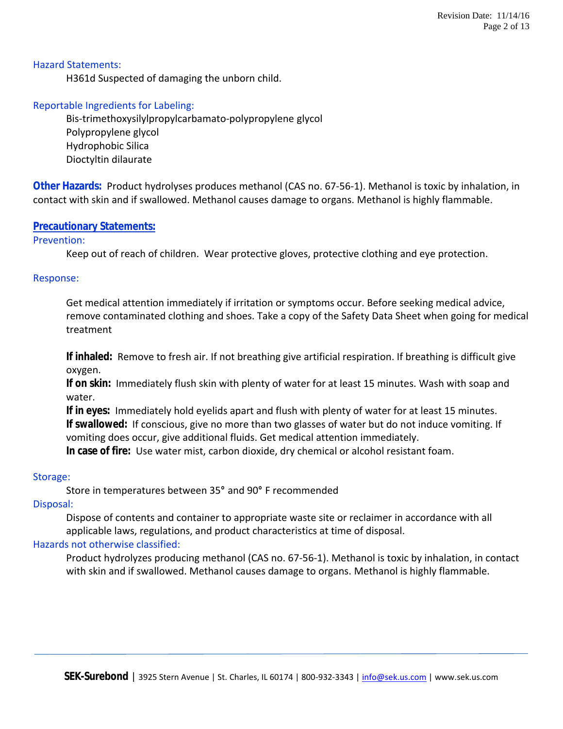### Hazard Statements:

H361d Suspected of damaging the unborn child.

### Reportable Ingredients for Labeling:

Bis-trimethoxysilylpropylcarbamato-polypropylene glycol
Polypropylene glycol
Hydrophobic Silica
Dioctyltin dilaurate

**Other Hazards:** Product hydrolyses produces methanol (CAS no. 67-56-1). Methanol is toxic by inhalation, in contact with skin and if swallowed. Methanol causes damage to organs. Methanol is highly flammable.

## Precautionary Statements:

### Prevention:

Keep out of reach of children. Wear protective gloves, protective clothing and eye protection.

### Response:

Get medical attention immediately if irritation or symptoms occur. Before seeking medical advice, remove contaminated clothing and shoes. Take a copy of the Safety Data Sheet when going for medical treatment

**If inhaled:** Remove to fresh air. If not breathing give artificial respiration. If breathing is difficult give oxygen.
**If on skin:** Immediately flush skin with plenty of water for at least 15 minutes. Wash with soap and water.
**If in eyes:** Immediately hold eyelids apart and flush with plenty of water for at least 15 minutes.
**If swallowed:** If conscious, give no more than two glasses of water but do not induce vomiting. If vomiting does occur, give additional fluids. Get medical attention immediately.
**In case of fire:** Use water mist, carbon dioxide, dry chemical or alcohol resistant foam.

### Storage:

Store in temperatures between 35° and 90° F recommended

### Disposal:

Dispose of contents and container to appropriate waste site or reclaimer in accordance with all applicable laws, regulations, and product characteristics at time of disposal.

### Hazards not otherwise classified:

Product hydrolyzes producing methanol (CAS no. 67-56-1). Methanol is toxic by inhalation, in contact with skin and if swallowed. Methanol causes damage to organs. Methanol is highly flammable.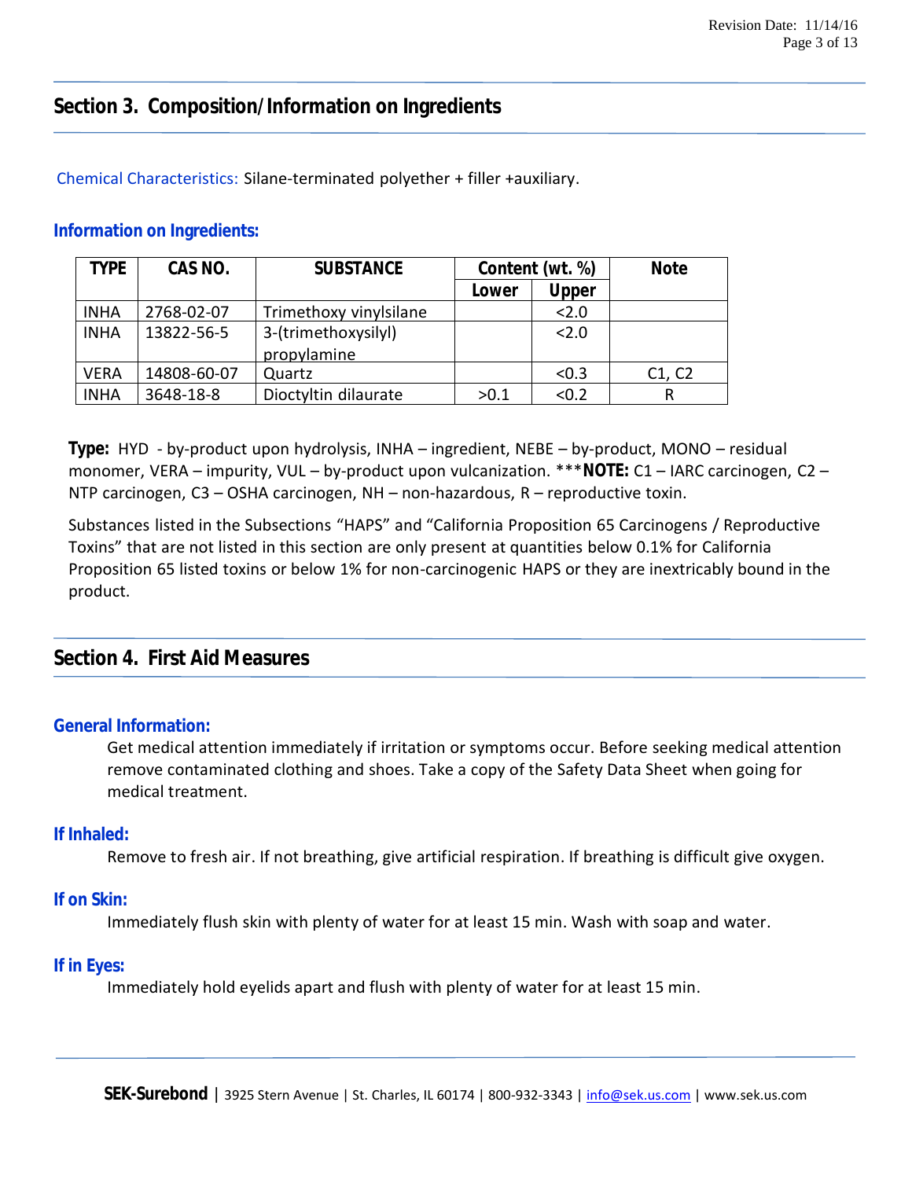## Section 3. Composition/Information on Ingredients

Chemical Characteristics: Silane-terminated polyether + filler +auxiliary.

### Information on Ingredients:

| TYPE | CAS NO. | SUBSTANCE | Content (wt. %) | | Note |
|---|---|---|---|---|---|
| | | | Lower | Upper | |
| INHA | 2768-02-07 | Trimethoxy vinylsilane | | <2.0 | |
| INHA | 13822-56-5 | 3-(trimethoxysilyl) propylamine | | <2.0 | |
| VERA | 14808-60-07 | Quartz | | <0.3 | C1, C2 |
| INHA | 3648-18-8 | Dioctyltin dilaurate | >0.1 | <0.2 | R |

**Type:** HYD - by-product upon hydrolysis, INHA – ingredient, NEBE – by-product, MONO – residual monomer, VERA – impurity, VUL – by-product upon vulcanization. ***NOTE: C1 – IARC carcinogen, C2 – NTP carcinogen, C3 – OSHA carcinogen, NH – non-hazardous, R – reproductive toxin.

Substances listed in the Subsections "HAPS" and "California Proposition 65 Carcinogens / Reproductive Toxins" that are not listed in this section are only present at quantities below 0.1% for California Proposition 65 listed toxins or below 1% for non-carcinogenic HAPS or they are inextricably bound in the product.

## Section 4. First Aid Measures

### General Information:

Get medical attention immediately if irritation or symptoms occur. Before seeking medical attention remove contaminated clothing and shoes. Take a copy of the Safety Data Sheet when going for medical treatment.

### If Inhaled:

Remove to fresh air. If not breathing, give artificial respiration. If breathing is difficult give oxygen.

### If on Skin:

Immediately flush skin with plenty of water for at least 15 min. Wash with soap and water.

### If in Eyes:

Immediately hold eyelids apart and flush with plenty of water for at least 15 min.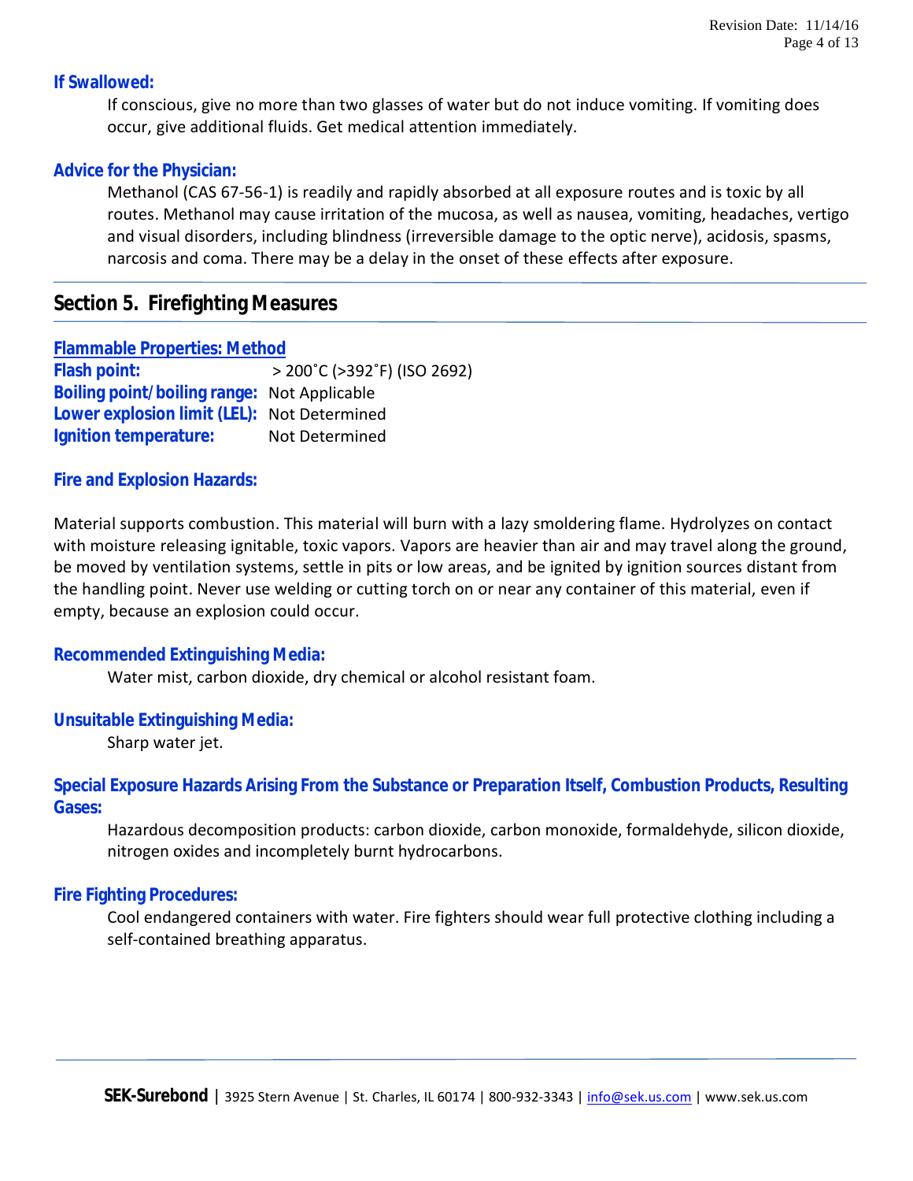### If Swallowed:

If conscious, give no more than two glasses of water but do not induce vomiting. If vomiting does occur, give additional fluids. Get medical attention immediately.

### Advice for the Physician:

Methanol (CAS 67-56-1) is readily and rapidly absorbed at all exposure routes and is toxic by all routes. Methanol may cause irritation of the mucosa, as well as nausea, vomiting, headaches, vertigo and visual disorders, including blindness (irreversible damage to the optic nerve), acidosis, spasms, narcosis and coma. There may be a delay in the onset of these effects after exposure.

## Section 5. Firefighting Measures

**Flammable Properties: Method**

**Flash point:** > 200˚C (>392˚F) (ISO 2692)
**Boiling point/boiling range:** Not Applicable
**Lower explosion limit (LEL):** Not Determined
**Ignition temperature:** Not Determined

### Fire and Explosion Hazards:

Material supports combustion. This material will burn with a lazy smoldering flame. Hydrolyzes on contact with moisture releasing ignitable, toxic vapors. Vapors are heavier than air and may travel along the ground, be moved by ventilation systems, settle in pits or low areas, and be ignited by ignition sources distant from the handling point. Never use welding or cutting torch on or near any container of this material, even if empty, because an explosion could occur.

### Recommended Extinguishing Media:

Water mist, carbon dioxide, dry chemical or alcohol resistant foam.

### Unsuitable Extinguishing Media:

Sharp water jet.

### Special Exposure Hazards Arising From the Substance or Preparation Itself, Combustion Products, Resulting Gases:

Hazardous decomposition products: carbon dioxide, carbon monoxide, formaldehyde, silicon dioxide, nitrogen oxides and incompletely burnt hydrocarbons.

### Fire Fighting Procedures:

Cool endangered containers with water. Fire fighters should wear full protective clothing including a self-contained breathing apparatus.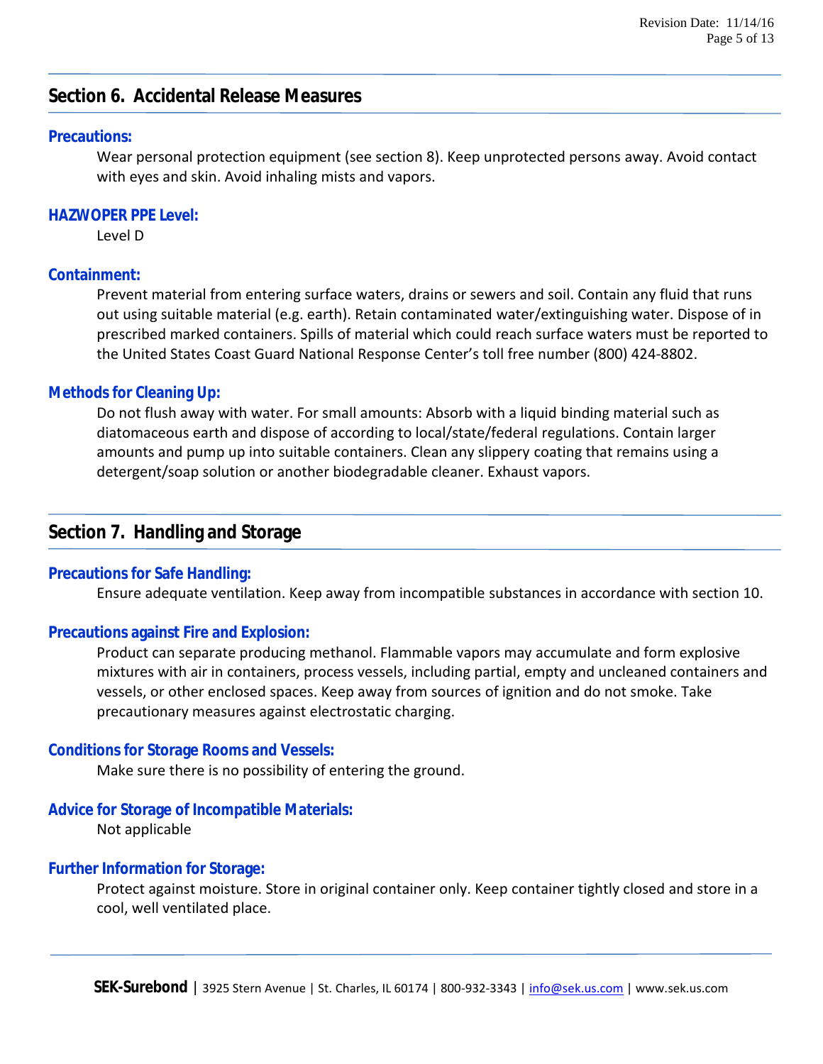## Section 6. Accidental Release Measures

### Precautions:

Wear personal protection equipment (see section 8). Keep unprotected persons away. Avoid contact with eyes and skin. Avoid inhaling mists and vapors.

### HAZWOPER PPE Level:

Level D

### Containment:

Prevent material from entering surface waters, drains or sewers and soil. Contain any fluid that runs out using suitable material (e.g. earth). Retain contaminated water/extinguishing water. Dispose of in prescribed marked containers. Spills of material which could reach surface waters must be reported to the United States Coast Guard National Response Center's toll free number (800) 424-8802.

### Methods for Cleaning Up:

Do not flush away with water. For small amounts: Absorb with a liquid binding material such as diatomaceous earth and dispose of according to local/state/federal regulations. Contain larger amounts and pump up into suitable containers. Clean any slippery coating that remains using a detergent/soap solution or another biodegradable cleaner. Exhaust vapors.

## Section 7. Handling and Storage

### Precautions for Safe Handling:

Ensure adequate ventilation. Keep away from incompatible substances in accordance with section 10.

### Precautions against Fire and Explosion:

Product can separate producing methanol. Flammable vapors may accumulate and form explosive mixtures with air in containers, process vessels, including partial, empty and uncleaned containers and vessels, or other enclosed spaces. Keep away from sources of ignition and do not smoke. Take precautionary measures against electrostatic charging.

### Conditions for Storage Rooms and Vessels:

Make sure there is no possibility of entering the ground.

### Advice for Storage of Incompatible Materials:

Not applicable

### Further Information for Storage:

Protect against moisture. Store in original container only. Keep container tightly closed and store in a cool, well ventilated place.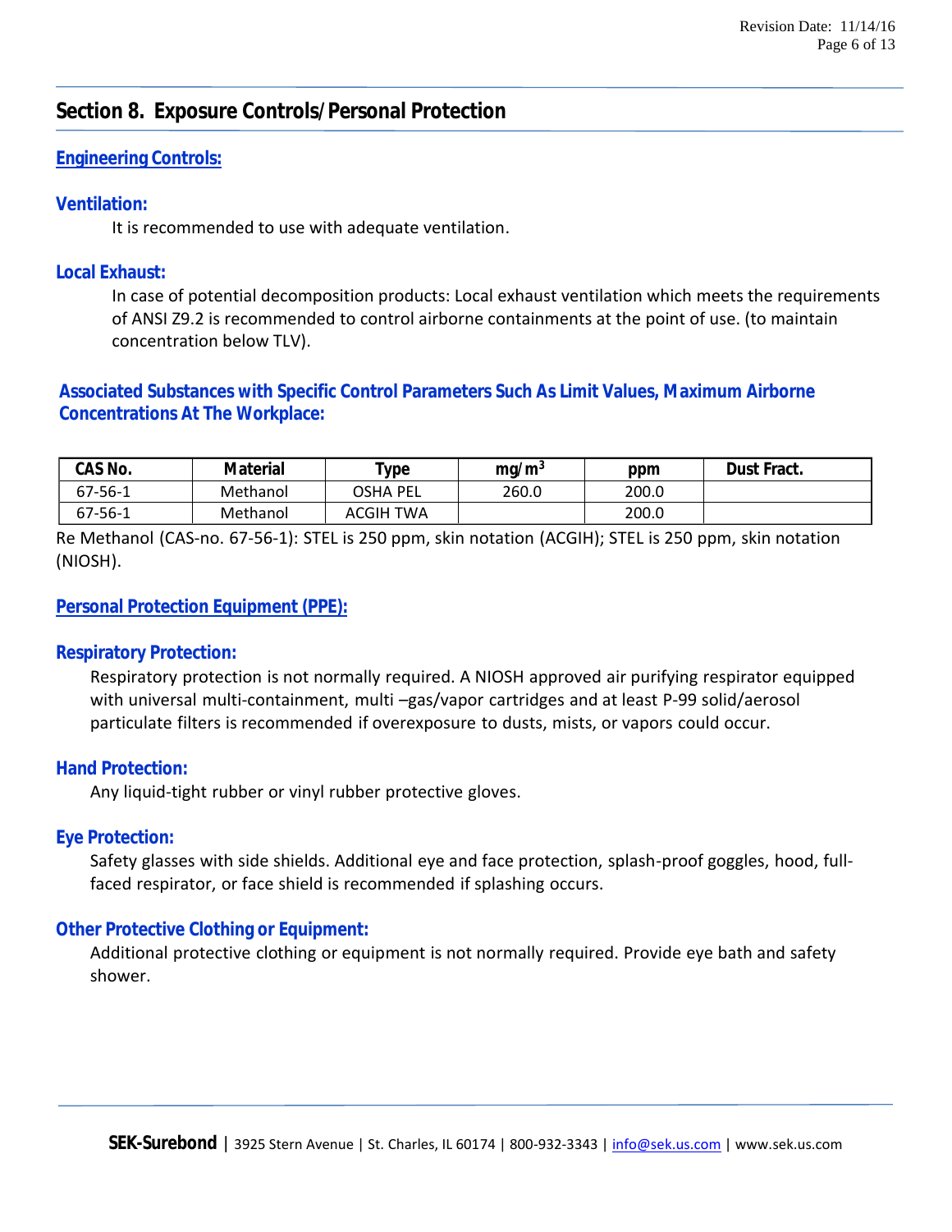## Section 8. Exposure Controls/Personal Protection

### Engineering Controls:

#### Ventilation:

It is recommended to use with adequate ventilation.

#### Local Exhaust:

In case of potential decomposition products: Local exhaust ventilation which meets the requirements of ANSI Z9.2 is recommended to control airborne containments at the point of use. (to maintain concentration below TLV).

### Associated Substances with Specific Control Parameters Such As Limit Values, Maximum Airborne Concentrations At The Workplace:

| CAS No. | Material | Type | mg/m$^3$ | ppm | Dust Fract. |
|---|---|---|---|---|---|
| 67-56-1 | Methanol | OSHA PEL | 260.0 | 200.0 | |
| 67-56-1 | Methanol | ACGIH TWA | | 200.0 | |

Re Methanol (CAS-no. 67-56-1): STEL is 250 ppm, skin notation (ACGIH); STEL is 250 ppm, skin notation (NIOSH).

### Personal Protection Equipment (PPE):

#### Respiratory Protection:

Respiratory protection is not normally required. A NIOSH approved air purifying respirator equipped with universal multi-containment, multi –gas/vapor cartridges and at least P-99 solid/aerosol particulate filters is recommended if overexposure to dusts, mists, or vapors could occur.

#### Hand Protection:

Any liquid-tight rubber or vinyl rubber protective gloves.

#### Eye Protection:

Safety glasses with side shields. Additional eye and face protection, splash-proof goggles, hood, full-faced respirator, or face shield is recommended if splashing occurs.

#### Other Protective Clothing or Equipment:

Additional protective clothing or equipment is not normally required. Provide eye bath and safety shower.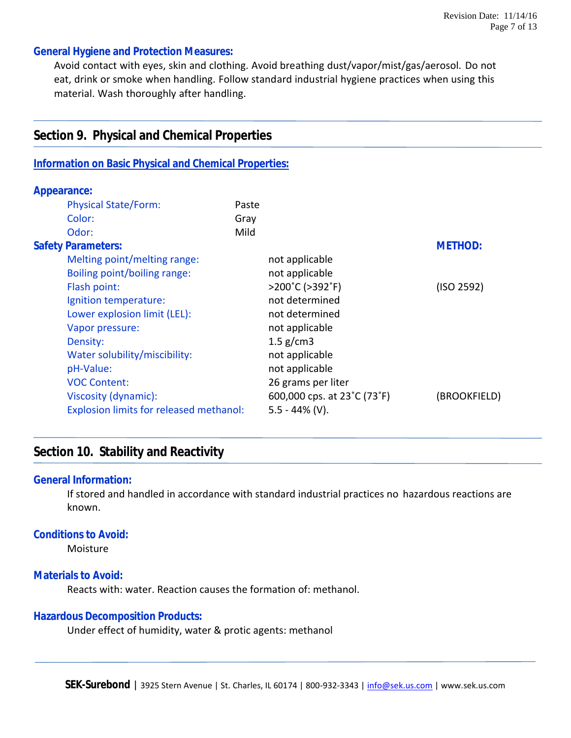### General Hygiene and Protection Measures:

Avoid contact with eyes, skin and clothing. Avoid breathing dust/vapor/mist/gas/aerosol. Do not eat, drink or smoke when handling. Follow standard industrial hygiene practices when using this material. Wash thoroughly after handling.

## Section 9. Physical and Chemical Properties

### Information on Basic Physical and Chemical Properties:

### Appearance:

| | |
|---|---|
| Physical State/Form: | Paste |
| Color: | Gray |
| Odor: | Mild |

### Safety Parameters:

| | | METHOD: |
|---|---|---|
| Melting point/melting range: | not applicable | |
| Boiling point/boiling range: | not applicable | |
| Flash point: | >200˚C (>392˚F) | (ISO 2592) |
| Ignition temperature: | not determined | |
| Lower explosion limit (LEL): | not determined | |
| Vapor pressure: | not applicable | |
| Density: | 1.5 g/cm3 | |
| Water solubility/miscibility: | not applicable | |
| pH-Value: | not applicable | |
| VOC Content: | 26 grams per liter | |
| Viscosity (dynamic): | 600,000 cps. at 23˚C (73˚F) | (BROOKFIELD) |
| Explosion limits for released methanol: | 5.5 - 44% (V). | |

## Section 10. Stability and Reactivity

### General Information:

If stored and handled in accordance with standard industrial practices no hazardous reactions are known.

### Conditions to Avoid:

Moisture

### Materials to Avoid:

Reacts with: water. Reaction causes the formation of: methanol.

### Hazardous Decomposition Products:

Under effect of humidity, water & protic agents: methanol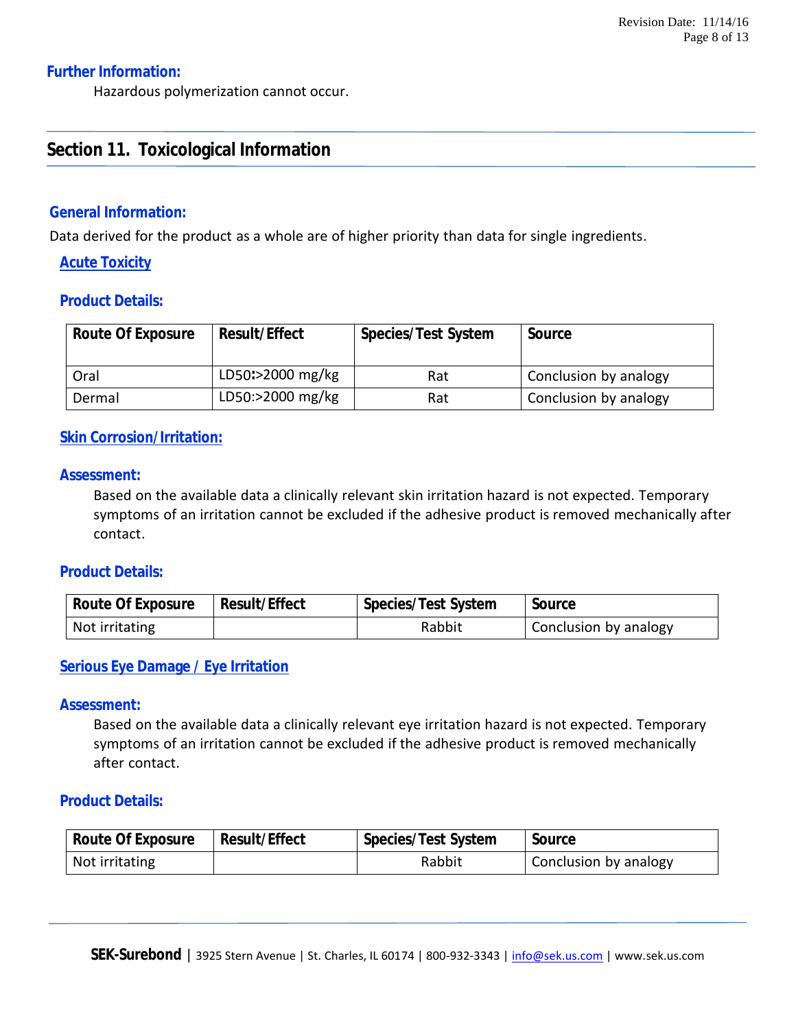### Further Information:

Hazardous polymerization cannot occur.

## Section 11. Toxicological Information

### General Information:

Data derived for the product as a whole are of higher priority than data for single ingredients.

#### Acute Toxicity

#### Product Details:

| Route Of Exposure | Result/Effect | Species/Test System | Source |
|---|---|---|---|
| Oral | LD50:>2000 mg/kg | Rat | Conclusion by analogy |
| Dermal | LD50:>2000 mg/kg | Rat | Conclusion by analogy |

#### Skin Corrosion/Irritation:

#### Assessment:

Based on the available data a clinically relevant skin irritation hazard is not expected. Temporary symptoms of an irritation cannot be excluded if the adhesive product is removed mechanically after contact.

#### Product Details:

| Route Of Exposure | Result/Effect | Species/Test System | Source |
|---|---|---|---|
| Not irritating | | Rabbit | Conclusion by analogy |

#### Serious Eye Damage / Eye Irritation

#### Assessment:

Based on the available data a clinically relevant eye irritation hazard is not expected. Temporary symptoms of an irritation cannot be excluded if the adhesive product is removed mechanically after contact.

#### Product Details:

| Route Of Exposure | Result/Effect | Species/Test System | Source |
|---|---|---|---|
| Not irritating | | Rabbit | Conclusion by analogy |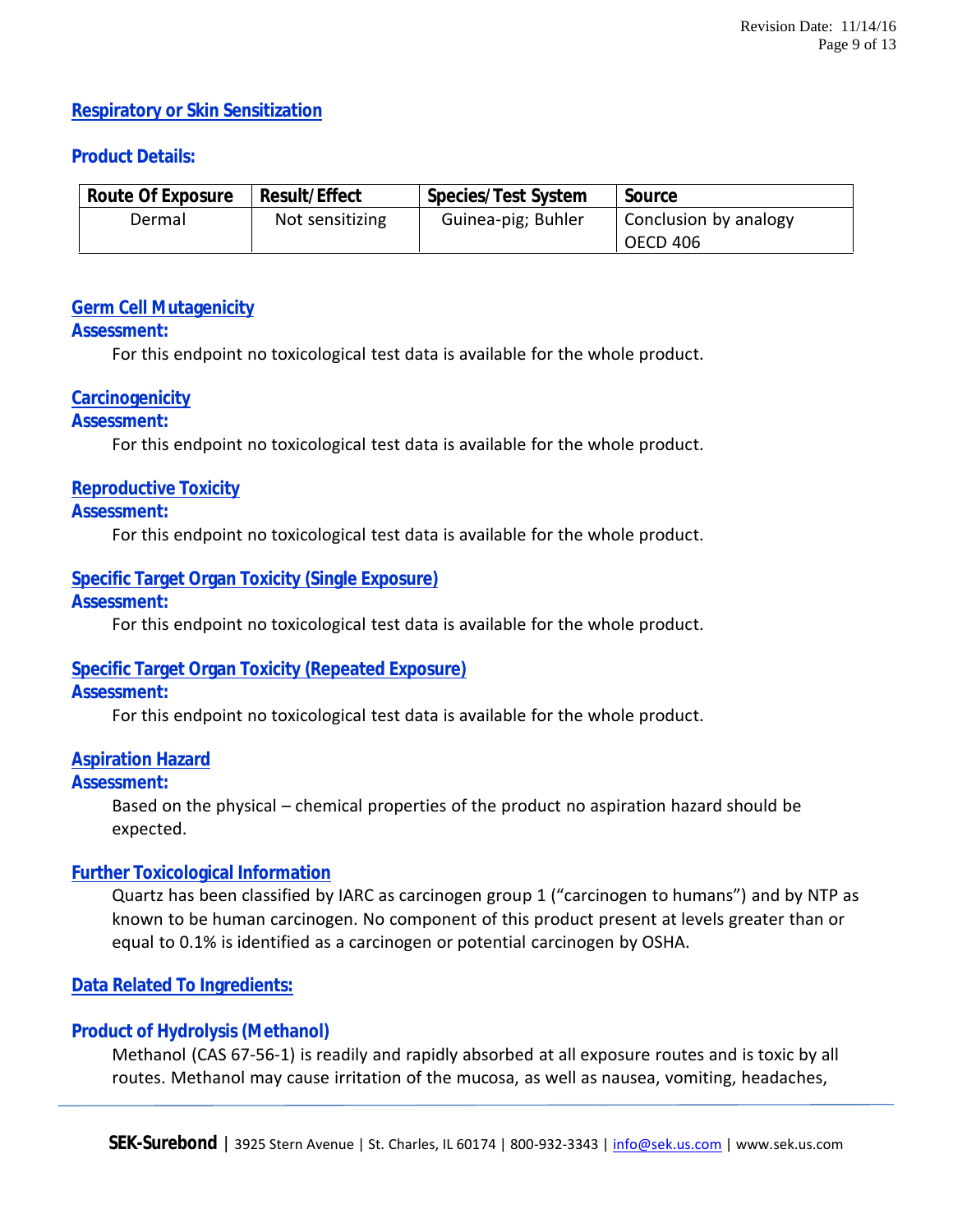## Respiratory or Skin Sensitization

### Product Details:

| Route Of Exposure | Result/Effect | Species/Test System | Source |
|---|---|---|---|
| Dermal | Not sensitizing | Guinea-pig; Buhler | Conclusion by analogy OECD 406 |

## Germ Cell Mutagenicity

### Assessment:

For this endpoint no toxicological test data is available for the whole product.

## Carcinogenicity

### Assessment:

For this endpoint no toxicological test data is available for the whole product.

## Reproductive Toxicity

### Assessment:

For this endpoint no toxicological test data is available for the whole product.

## Specific Target Organ Toxicity (Single Exposure)

### Assessment:

For this endpoint no toxicological test data is available for the whole product.

## Specific Target Organ Toxicity (Repeated Exposure)

### Assessment:

For this endpoint no toxicological test data is available for the whole product.

## Aspiration Hazard

### Assessment:

Based on the physical – chemical properties of the product no aspiration hazard should be expected.

## Further Toxicological Information

Quartz has been classified by IARC as carcinogen group 1 (“carcinogen to humans”) and by NTP as known to be human carcinogen. No component of this product present at levels greater than or equal to 0.1% is identified as a carcinogen or potential carcinogen by OSHA.

## Data Related To Ingredients:

### Product of Hydrolysis (Methanol)

Methanol (CAS 67-56-1) is readily and rapidly absorbed at all exposure routes and is toxic by all routes. Methanol may cause irritation of the mucosa, as well as nausea, vomiting, headaches,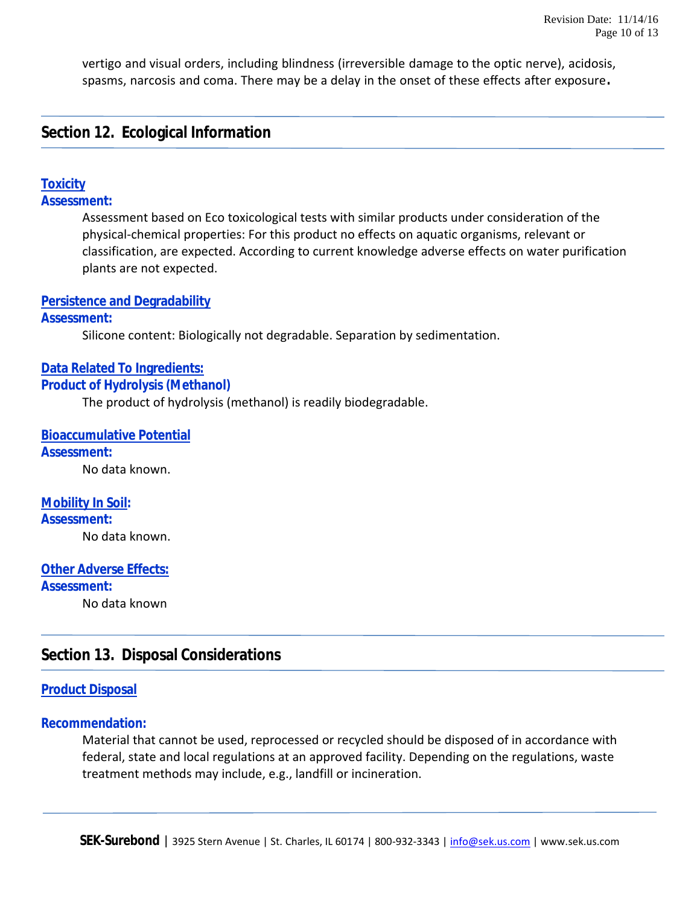vertigo and visual orders, including blindness (irreversible damage to the optic nerve), acidosis, spasms, narcosis and coma. There may be a delay in the onset of these effects after exposure.

## Section 12. Ecological Information

### Toxicity

**Assessment:**

Assessment based on Eco toxicological tests with similar products under consideration of the physical-chemical properties: For this product no effects on aquatic organisms, relevant or classification, are expected. According to current knowledge adverse effects on water purification plants are not expected.

### Persistence and Degradability

**Assessment:**

Silicone content: Biologically not degradable. Separation by sedimentation.

### Data Related To Ingredients:

**Product of Hydrolysis (Methanol)**

The product of hydrolysis (methanol) is readily biodegradable.

### Bioaccumulative Potential

**Assessment:**

No data known.

### Mobility In Soil:

**Assessment:**

No data known.

### Other Adverse Effects:

**Assessment:**

No data known

## Section 13. Disposal Considerations

### Product Disposal

**Recommendation:**

Material that cannot be used, reprocessed or recycled should be disposed of in accordance with federal, state and local regulations at an approved facility. Depending on the regulations, waste treatment methods may include, e.g., landfill or incineration.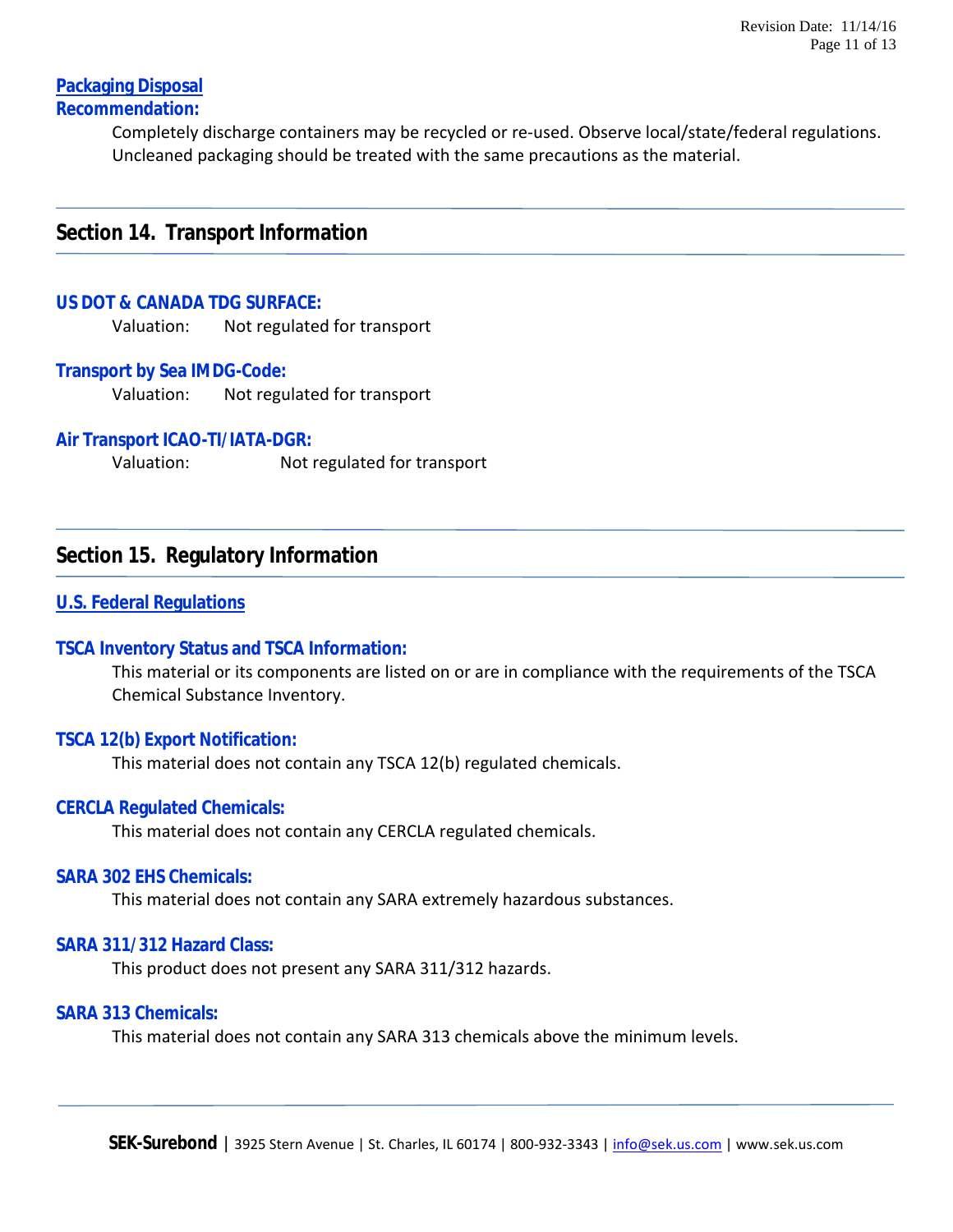**Packaging Disposal Recommendation:**

Completely discharge containers may be recycled or re-used. Observe local/state/federal regulations. Uncleaned packaging should be treated with the same precautions as the material.

## Section 14. Transport Information

**US DOT & CANADA TDG SURFACE:**

Valuation: Not regulated for transport

**Transport by Sea IMDG-Code:**

Valuation: Not regulated for transport

**Air Transport ICAO-TI/IATA-DGR:**

Valuation: Not regulated for transport

## Section 15. Regulatory Information

### U.S. Federal Regulations

**TSCA Inventory Status and TSCA Information:**

This material or its components are listed on or are in compliance with the requirements of the TSCA Chemical Substance Inventory.

**TSCA 12(b) Export Notification:**

This material does not contain any TSCA 12(b) regulated chemicals.

**CERCLA Regulated Chemicals:**

This material does not contain any CERCLA regulated chemicals.

**SARA 302 EHS Chemicals:**

This material does not contain any SARA extremely hazardous substances.

**SARA 311/312 Hazard Class:**

This product does not present any SARA 311/312 hazards.

**SARA 313 Chemicals:**

This material does not contain any SARA 313 chemicals above the minimum levels.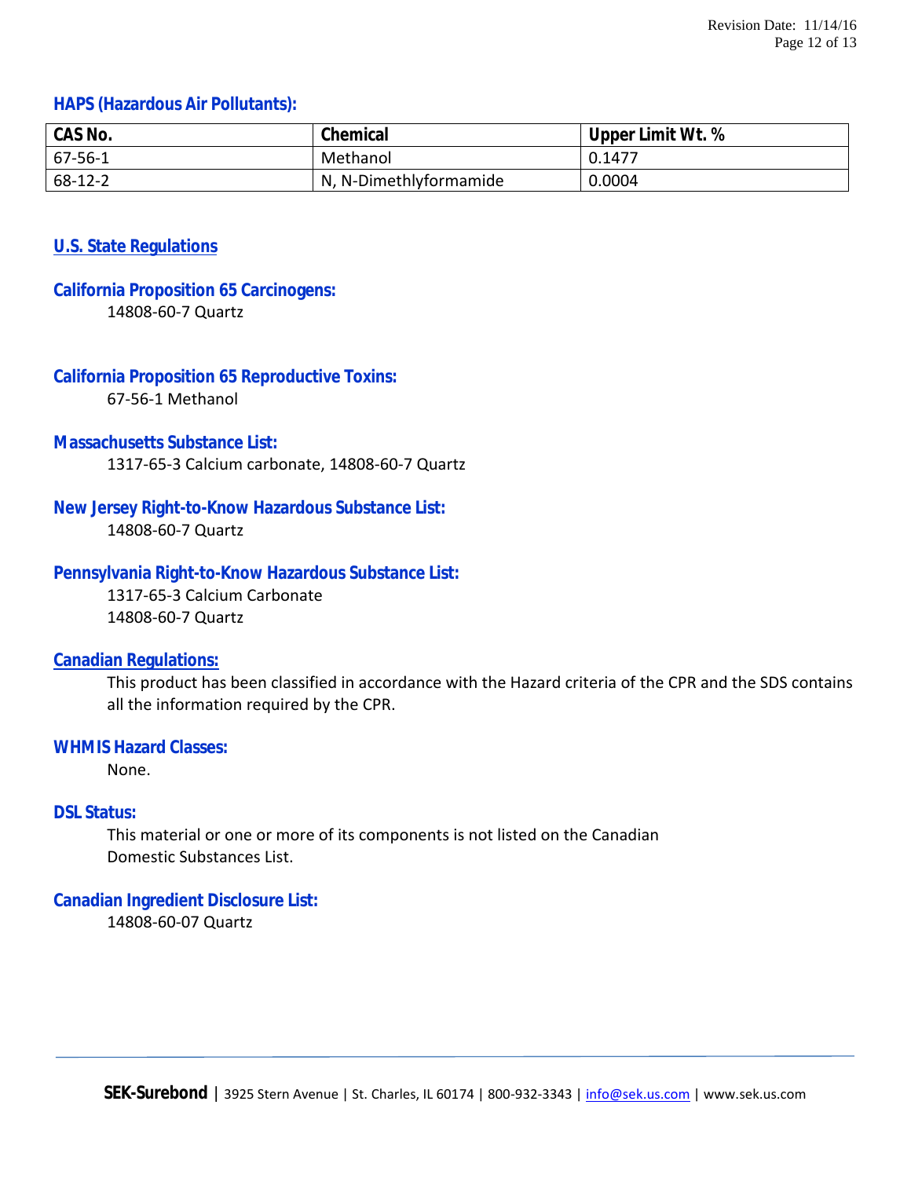### HAPS (Hazardous Air Pollutants):

| CAS No. | Chemical | Upper Limit Wt. % |
|---|---|---|
| 67-56-1 | Methanol | 0.1477 |
| 68-12-2 | N, N-Dimethlyformamide | 0.0004 |

## U.S. State Regulations

### California Proposition 65 Carcinogens:

14808-60-7 Quartz

### California Proposition 65 Reproductive Toxins:

67-56-1 Methanol

### Massachusetts Substance List:

1317-65-3 Calcium carbonate, 14808-60-7 Quartz

### New Jersey Right-to-Know Hazardous Substance List:

14808-60-7 Quartz

### Pennsylvania Right-to-Know Hazardous Substance List:

1317-65-3 Calcium Carbonate
14808-60-7 Quartz

## Canadian Regulations:

This product has been classified in accordance with the Hazard criteria of the CPR and the SDS contains all the information required by the CPR.

### WHMIS Hazard Classes:

None.

### DSL Status:

This material or one or more of its components is not listed on the Canadian Domestic Substances List.

### Canadian Ingredient Disclosure List:

14808-60-07 Quartz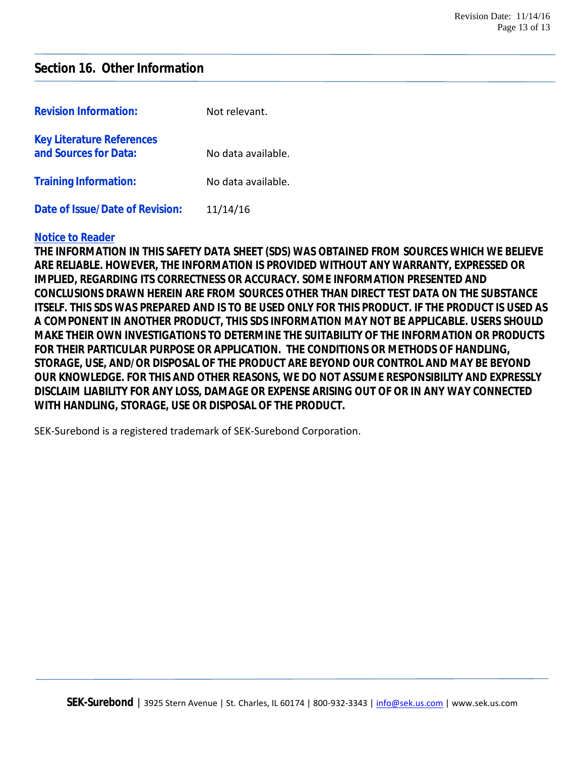## Section 16. Other Information

**Revision Information:** Not relevant.

**Key Literature References and Sources for Data:** No data available.

**Training Information:** No data available.

**Date of Issue/Date of Revision:** 11/14/16

**Notice to Reader**

**THE INFORMATION IN THIS SAFETY DATA SHEET (SDS) WAS OBTAINED FROM SOURCES WHICH WE BELIEVE ARE RELIABLE. HOWEVER, THE INFORMATION IS PROVIDED WITHOUT ANY WARRANTY, EXPRESSED OR IMPLIED, REGARDING ITS CORRECTNESS OR ACCURACY. SOME INFORMATION PRESENTED AND CONCLUSIONS DRAWN HEREIN ARE FROM SOURCES OTHER THAN DIRECT TEST DATA ON THE SUBSTANCE ITSELF. THIS SDS WAS PREPARED AND IS TO BE USED ONLY FOR THIS PRODUCT. IF THE PRODUCT IS USED AS A COMPONENT IN ANOTHER PRODUCT, THIS SDS INFORMATION MAY NOT BE APPLICABLE. USERS SHOULD MAKE THEIR OWN INVESTIGATIONS TO DETERMINE THE SUITABILITY OF THE INFORMATION OR PRODUCTS FOR THEIR PARTICULAR PURPOSE OR APPLICATION. THE CONDITIONS OR METHODS OF HANDLING, STORAGE, USE, AND/OR DISPOSAL OF THE PRODUCT ARE BEYOND OUR CONTROL AND MAY BE BEYOND OUR KNOWLEDGE. FOR THIS AND OTHER REASONS, WE DO NOT ASSUME RESPONSIBILITY AND EXPRESSLY DISCLAIM LIABILITY FOR ANY LOSS, DAMAGE OR EXPENSE ARISING OUT OF OR IN ANY WAY CONNECTED WITH HANDLING, STORAGE, USE OR DISPOSAL OF THE PRODUCT.**

SEK-Surebond is a registered trademark of SEK-Surebond Corporation.